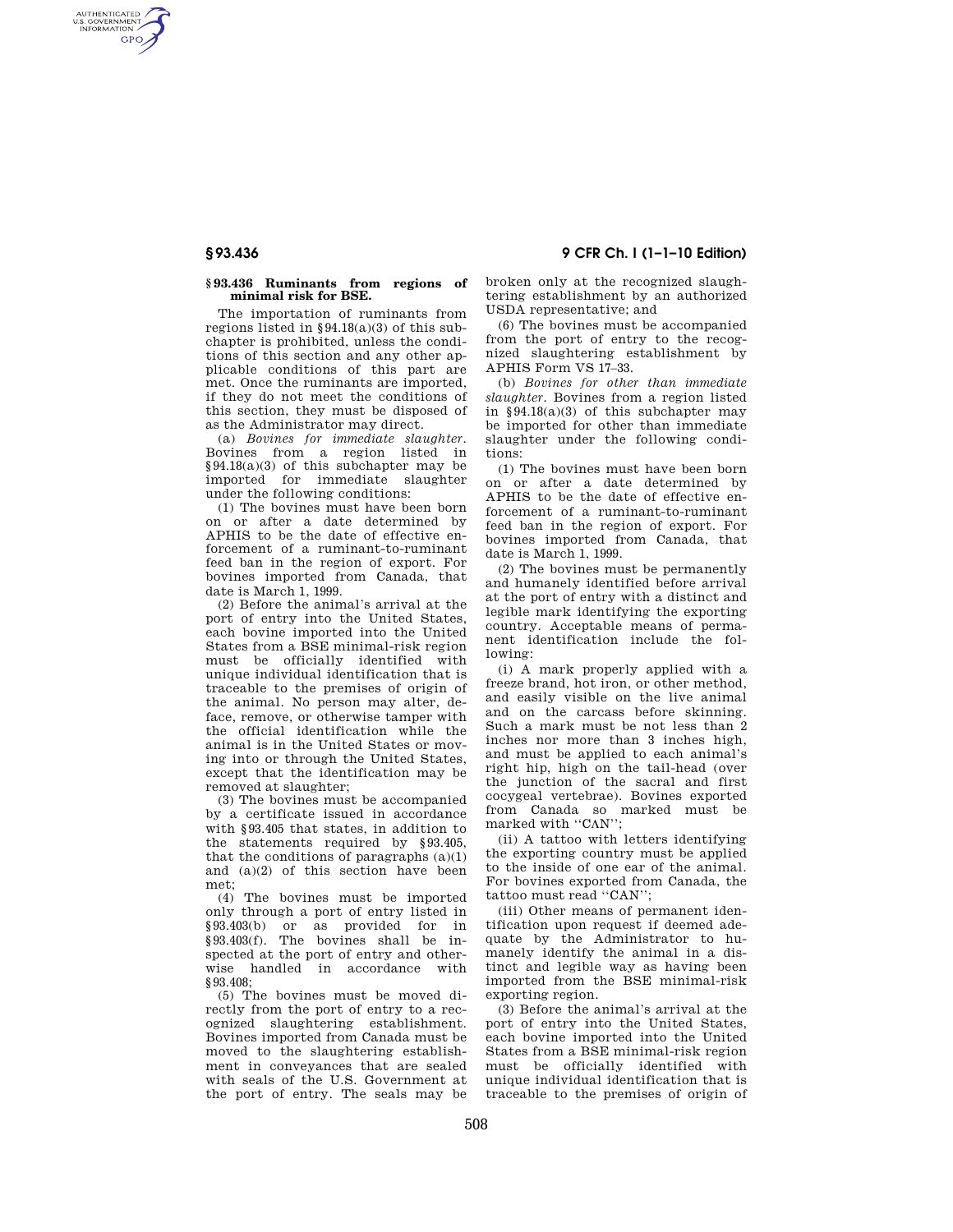### § 93.436 Ruminants from regions of minimal risk for BSE.

The importation of ruminants from regions listed in §94.18(a)(3) of this subchapter is prohibited, unless the conditions of this section and any other applicable conditions of this part are met. Once the ruminants are imported, if they do not meet the conditions of this section, they must be disposed of as the Administrator may direct.

(a) *Bovines for immediate slaughter.* Bovines from a region listed in §94.18(a)(3) of this subchapter may be imported for immediate slaughter under the following conditions:

(1) The bovines must have been born on or after a date determined by APHIS to be the date of effective enforcement of a ruminant-to-ruminant feed ban in the region of export. For bovines imported from Canada, that date is March 1, 1999.

(2) Before the animal's arrival at the port of entry into the United States, each bovine imported into the United States from a BSE minimal-risk region must be officially identified with unique individual identification that is traceable to the premises of origin of the animal. No person may alter, deface, remove, or otherwise tamper with the official identification while the animal is in the United States or moving into or through the United States, except that the identification may be removed at slaughter;

(3) The bovines must be accompanied by a certificate issued in accordance with §93.405 that states, in addition to the statements required by §93.405, that the conditions of paragraphs (a)(1) and (a)(2) of this section have been met;

(4) The bovines must be imported only through a port of entry listed in §93.403(b) or as provided for in §93.403(f). The bovines shall be inspected at the port of entry and otherwise handled in accordance with §93.408;

(5) The bovines must be moved directly from the port of entry to a recognized slaughtering establishment. Bovines imported from Canada must be moved to the slaughtering establishment in conveyances that are sealed with seals of the U.S. Government at the port of entry. The seals may be broken only at the recognized slaughtering establishment by an authorized USDA representative; and

(6) The bovines must be accompanied from the port of entry to the recognized slaughtering establishment by APHIS Form VS 17–33.

(b) *Bovines for other than immediate slaughter.* Bovines from a region listed in §94.18(a)(3) of this subchapter may be imported for other than immediate slaughter under the following conditions:

(1) The bovines must have been born on or after a date determined by APHIS to be the date of effective enforcement of a ruminant-to-ruminant feed ban in the region of export. For bovines imported from Canada, that date is March 1, 1999.

(2) The bovines must be permanently and humanely identified before arrival at the port of entry with a distinct and legible mark identifying the exporting country. Acceptable means of permanent identification include the following:

(i) A mark properly applied with a freeze brand, hot iron, or other method, and easily visible on the live animal and on the carcass before skinning. Such a mark must be not less than 2 inches nor more than 3 inches high, and must be applied to each animal's right hip, high on the tail-head (over the junction of the sacral and first cocygeal vertebrae). Bovines exported from Canada so marked must be marked with "CΛN";

(ii) A tattoo with letters identifying the exporting country must be applied to the inside of one ear of the animal. For bovines exported from Canada, the tattoo must read "CAN";

(iii) Other means of permanent identification upon request if deemed adequate by the Administrator to humanely identify the animal in a distinct and legible way as having been imported from the BSE minimal-risk exporting region.

(3) Before the animal's arrival at the port of entry into the United States, each bovine imported into the United States from a BSE minimal-risk region must be officially identified with unique individual identification that is traceable to the premises of origin of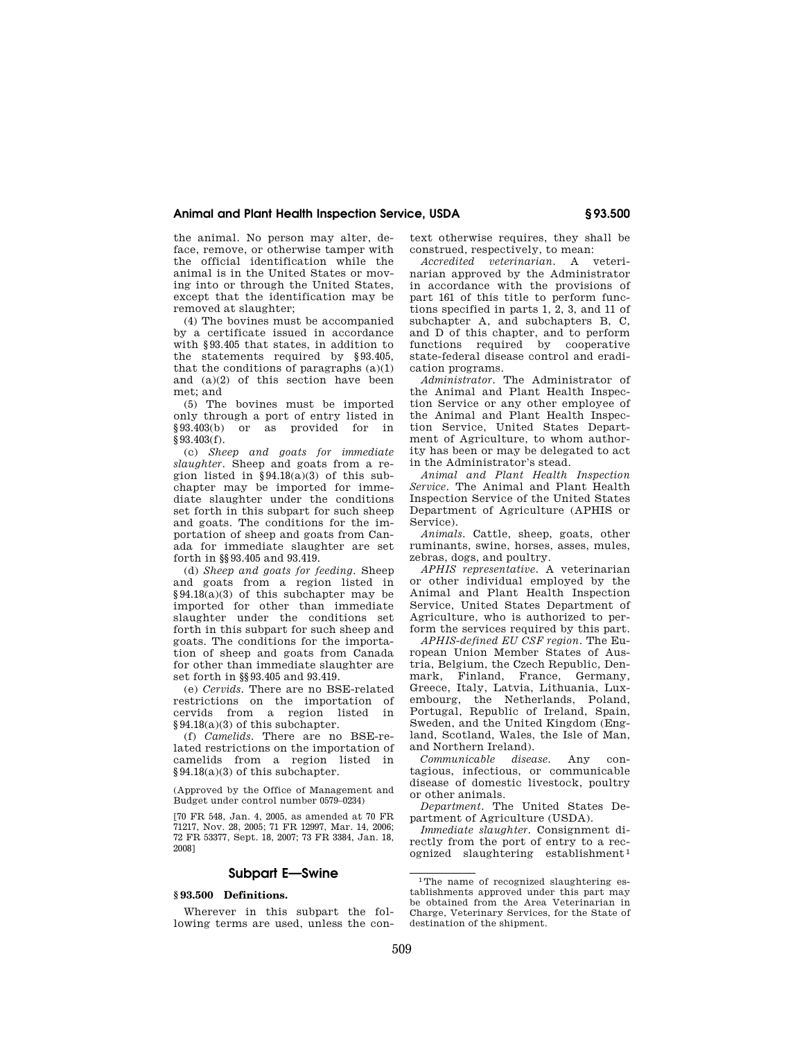the animal. No person may alter, deface, remove, or otherwise tamper with the official identification while the animal is in the United States or moving into or through the United States, except that the identification may be removed at slaughter;

(4) The bovines must be accompanied by a certificate issued in accordance with §93.405 that states, in addition to the statements required by §93.405, that the conditions of paragraphs (a)(1) and (a)(2) of this section have been met; and

(5) The bovines must be imported only through a port of entry listed in §93.403(b) or as provided for in §93.403(f).

(c) *Sheep and goats for immediate slaughter.* Sheep and goats from a region listed in §94.18(a)(3) of this subchapter may be imported for immediate slaughter under the conditions set forth in this subpart for such sheep and goats. The conditions for the importation of sheep and goats from Canada for immediate slaughter are set forth in §§93.405 and 93.419.

(d) *Sheep and goats for feeding.* Sheep and goats from a region listed in §94.18(a)(3) of this subchapter may be imported for other than immediate slaughter under the conditions set forth in this subpart for such sheep and goats. The conditions for the importation of sheep and goats from Canada for other than immediate slaughter are set forth in §§93.405 and 93.419.

(e) *Cervids.* There are no BSE-related restrictions on the importation of cervids from a region listed in §94.18(a)(3) of this subchapter.

(f) *Camelids.* There are no BSE-related restrictions on the importation of camelids from a region listed in §94.18(a)(3) of this subchapter.

(Approved by the Office of Management and Budget under control number 0579–0234)

[70 FR 548, Jan. 4, 2005, as amended at 70 FR 71217, Nov. 28, 2005; 71 FR 12997, Mar. 14, 2006; 72 FR 53377, Sept. 18, 2007; 73 FR 3384, Jan. 18, 2008]

## Subpart E—Swine

### §93.500 Definitions.

Wherever in this subpart the following terms are used, unless the context otherwise requires, they shall be construed, respectively, to mean:

*Accredited veterinarian.* A veterinarian approved by the Administrator in accordance with the provisions of part 161 of this title to perform functions specified in parts 1, 2, 3, and 11 of subchapter A, and subchapters B, C, and D of this chapter, and to perform functions required by cooperative state-federal disease control and eradication programs.

*Administrator.* The Administrator of the Animal and Plant Health Inspection Service or any other employee of the Animal and Plant Health Inspection Service, United States Department of Agriculture, to whom authority has been or may be delegated to act in the Administrator's stead.

*Animal and Plant Health Inspection Service.* The Animal and Plant Health Inspection Service of the United States Department of Agriculture (APHIS or Service).

*Animals.* Cattle, sheep, goats, other ruminants, swine, horses, asses, mules, zebras, dogs, and poultry.

*APHIS representative.* A veterinarian or other individual employed by the Animal and Plant Health Inspection Service, United States Department of Agriculture, who is authorized to perform the services required by this part.

*APHIS-defined EU CSF region.* The European Union Member States of Austria, Belgium, the Czech Republic, Denmark, Finland, France, Germany, Greece, Italy, Latvia, Lithuania, Luxembourg, the Netherlands, Poland, Portugal, Republic of Ireland, Spain, Sweden, and the United Kingdom (England, Scotland, Wales, the Isle of Man, and Northern Ireland).

*Communicable disease.* Any contagious, infectious, or communicable disease of domestic livestock, poultry or other animals.

*Department.* The United States Department of Agriculture (USDA).

*Immediate slaughter.* Consignment directly from the port of entry to a recognized slaughtering establishment[1]

[1] The name of recognized slaughtering establishments approved under this part may be obtained from the Area Veterinarian in Charge, Veterinary Services, for the State of destination of the shipment.